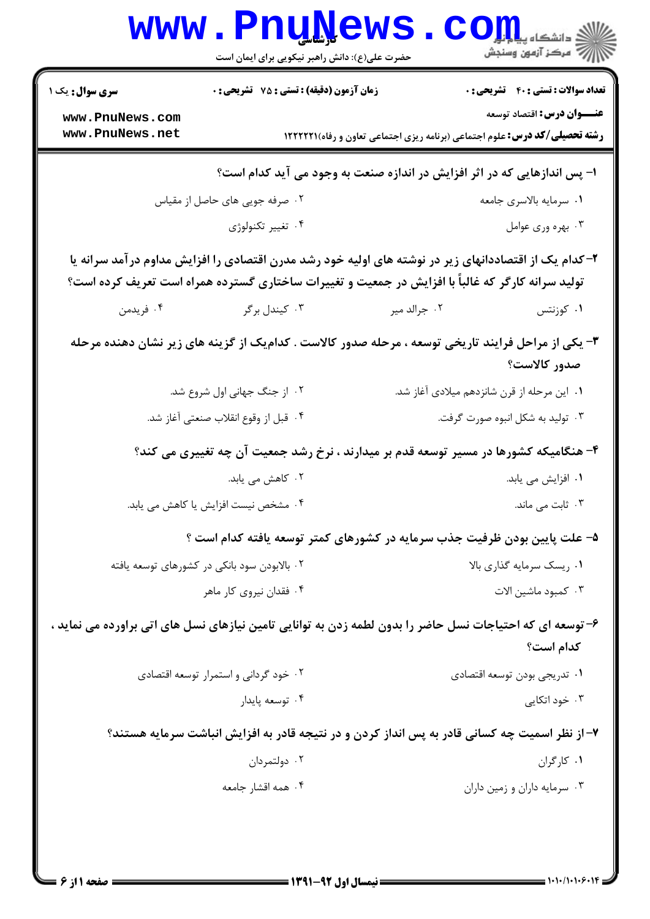**سری سوال:** یک ۱

**زمان آزمون (دقیقه) : تستی : ۷۵ تشریحی : ۰**

**تعداد سوالات : تستی : ۴۰ تشریحی : ۰**

**عنـــوان درس:** اقتصاد توسعه

**رشته تحصیلی/کد درس:** علوم اجتماعی (برنامه ریزی اجتماعی تعاون و رفاه)۱۲۲۲۲۲۱

**۱- پس اندازهایی که در اثر افزایش در اندازه صنعت به وجود می آید کدام است؟**

۱. سرمایه بالاسری جامعه

۲. صرفه جویی های حاصل از مقیاس

۳. بهره وری عوامل

۴. تغییر تکنولوژی

**۲-کدام یک از اقتصاددانهای زیر در نوشته های اولیه خود رشد مدرن اقتصادی را افزایش مداوم درآمد سرانه یا تولید سرانه کارگر که غالباً با افزایش در جمعیت و تغییرات ساختاری گسترده همراه است تعریف کرده است؟**

۱. کوزنتس

۲. جرالد میر

۳. کیندل برگر

۴. فریدمن

**۳- یکی از مراحل فرایند تاریخی توسعه ، مرحله صدور کالاست . کدام‌یک از گزینه های زیر نشان دهنده مرحله صدور کالاست؟**

۱. این مرحله از قرن شانزدهم میلادی آغاز شد.

۲. از جنگ جهانی اول شروع شد.

۳. تولید به شکل انبوه صورت گرفت.

۴. قبل از وقوع انقلاب صنعتی آغاز شد.

**۴- هنگامیکه کشورها در مسیر توسعه قدم بر میدارند ، نرخ رشد جمعیت آن چه تغییری می کند؟**

۱. افزایش می یابد.

۲. کاهش می یابد.

۳. ثابت می ماند.

۴. مشخص نیست افزایش یا کاهش می یابد.

**۵- علت پایین بودن ظرفیت جذب سرمایه در کشورهای کمتر توسعه یافته کدام است ؟**

۱. ریسک سرمایه گذاری بالا

۲. بالابودن سود بانکی در کشورهای توسعه یافته

۳. کمبود ماشین الات

۴. فقدان نیروی کار ماهر

**۶-توسعه ای که احتیاجات نسل حاضر را بدون لطمه زدن به توانایی تامین نیازهای نسل های اتی براورده می نماید ، کدام است؟**

۱. تدریجی بودن توسعه اقتصادی

۲. خود گردانی و استمرار توسعه اقتصادی

۳. خود اتکایی

۴. توسعه پایدار

**۷-از نظر اسمیت چه کسانی قادر به پس انداز کردن و در نتیجه قادر به افزایش انباشت سرمایه هستند؟**

۱. کارگران

۲. دولتمردان

۳. سرمایه داران و زمین داران

۴. همه اقشار جامعه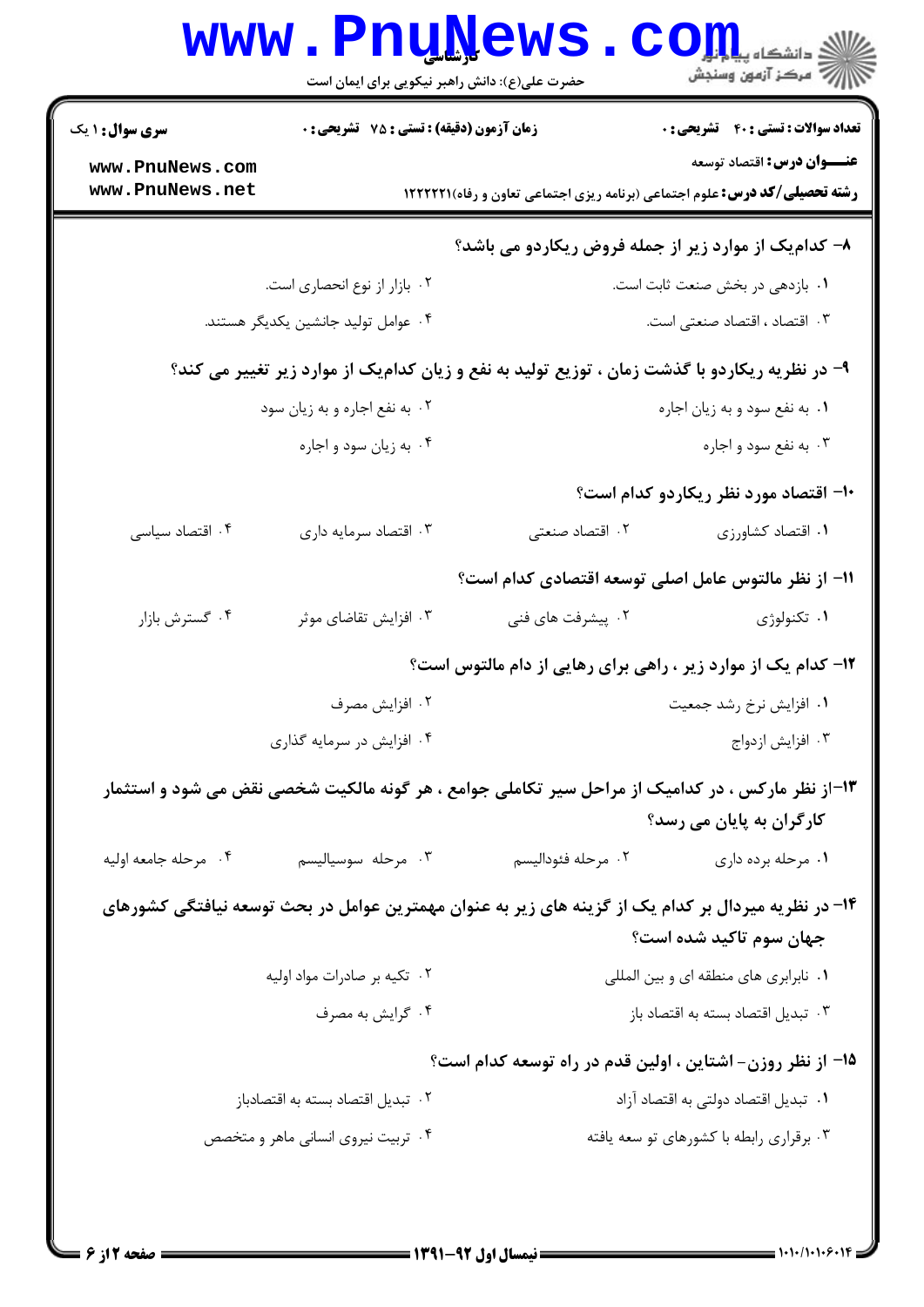۸- کدام‌یک از موارد زیر از جمله فروض ریکاردو می باشد؟

۱. بازدهی در بخش صنعت ثابت است.

۲. بازار از نوع انحصاری است.

۳. اقتصاد ، اقتصاد صنعتی است.

۴. عوامل تولید جانشین یکدیگر هستند.

۹- در نظریه ریکاردو با گذشت زمان ، توزیع تولید به نفع و زیان کدام‌یک از موارد زیر تغییر می کند؟

۱. به نفع سود و به زیان اجاره

۲. به نفع اجاره و به زیان سود

۳. به نفع سود و اجاره

۴. به زیان سود و اجاره

۱۰- اقتصاد مورد نظر ریکاردو کدام است؟

۱. اقتصاد کشاورزی

۲. اقتصاد صنعتی

۳. اقتصاد سرمایه داری

۴. اقتصاد سیاسی

۱۱- از نظر مالتوس عامل اصلی توسعه اقتصادی کدام است؟

۱. تکنولوژی

۲. پیشرفت های فنی

۳. افزایش تقاضای موثر

۴. گسترش بازار

۱۲- کدام یک از موارد زیر ، راهی برای رهایی از دام مالتوس است؟

۱. افزایش نرخ رشد جمعیت

۲. افزایش مصرف

۳. افزایش ازدواج

۴. افزایش در سرمایه گذاری

۱۳-از نظر مارکس ، در کدامیک از مراحل سیر تکاملی جوامع ، هر گونه مالکیت شخصی نقض می شود و استثمار کارگران به پایان می رسد؟

۱. مرحله برده داری

۲. مرحله فئودالیسم

۳. مرحله سوسیالیسم

۴. مرحله جامعه اولیه

۱۴- در نظریه میردال بر کدام یک از گزینه های زیر به عنوان مهمترین عوامل در بحث توسعه نیافتگی کشورهای جهان سوم تاکید شده است؟

۱. نابرابری های منطقه ای و بین المللی

۲. تکیه بر صادرات مواد اولیه

۳. تبدیل اقتصاد بسته به اقتصاد باز

۴. گرایش به مصرف

۱۵- از نظر روزن- اشتاین ، اولین قدم در راه توسعه کدام است؟

۱. تبدیل اقتصاد دولتی به اقتصاد آزاد

۲. تبدیل اقتصاد بسته به اقتصادباز

۳. برقراری رابطه با کشورهای تو سعه یافته

۴. تربیت نیروی انسانی ماهر و متخصص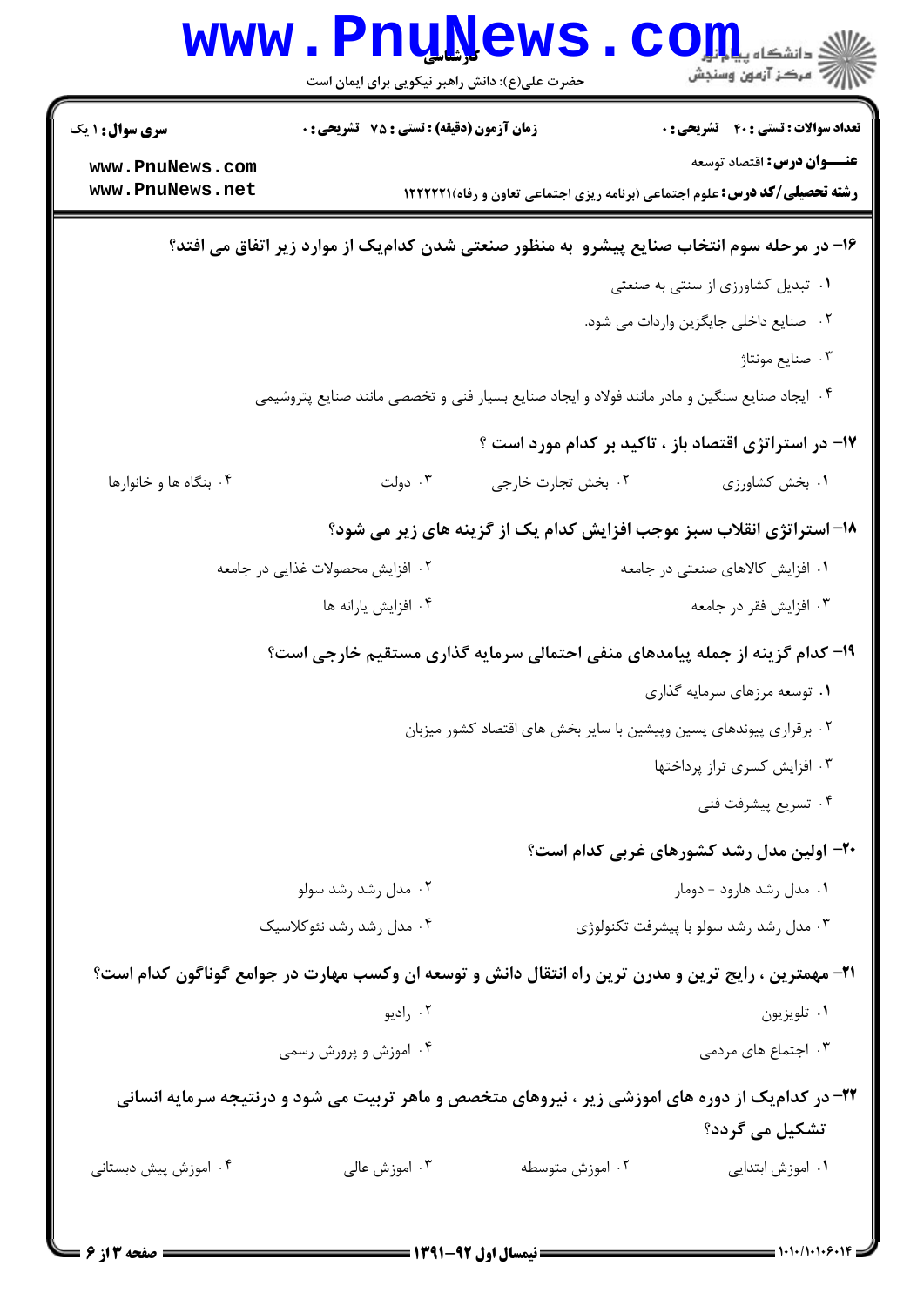۱۶- در مرحله سوم انتخاب صنایع پیشرو  به منظور صنعتی شدن کدام‌یک از موارد زیر اتفاق می افتد؟

۱. تبدیل کشاورزی از سنتی به صنعتی

۲. صنایع داخلی جایگزین واردات می شود.

۳. صنایع مونتاژ

۴. ایجاد صنایع سنگین و مادر مانند فولاد و ایجاد صنایع بسیار فنی و تخصصی مانند صنایع پتروشیمی

۱۷- در استراتژی اقتصاد باز ، تاکید بر کدام مورد است ؟

۱. بخش کشاورزی
۲. بخش تجارت خارجی
۳. دولت
۴. بنگاه ها و خانوارها

۱۸- استراتژی انقلاب سبز موجب افزایش کدام یک از گزینه های زیر می شود؟

۱. افزایش کالاهای صنعتی در جامعه
۲. افزایش محصولات غذایی در جامعه
۳. افزایش فقر در جامعه
۴. افزایش یارانه ها

۱۹- کدام گزینه از جمله پیامدهای منفی احتمالی سرمایه گذاری مستقیم خارجی است؟

۱. توسعه مرزهای سرمایه گذاری

۲. برقراری پیوندهای پسین وپیشین با سایر بخش های اقتصاد کشور میزبان

۳. افزایش کسری تراز پرداختها

۴. تسریع پیشرفت فنی

۲۰- اولین مدل رشد کشورهای غربی کدام است؟

۱. مدل رشد هارود - دومار
۲. مدل رشد سولو
۳. مدل رشد سولو با پیشرفت تکنولوژی
۴. مدل رشد نئوکلاسیک

۲۱- مهمترین ، رایج ترین و مدرن ترین راه انتقال دانش و توسعه ان وکسب مهارت در جوامع گوناگون کدام است؟

۱. تلویزیون
۲. رادیو
۳. اجتماع های مردمی
۴. اموزش و پرورش رسمی

۲۲- در کدام‌یک از دوره های اموزشی زیر ، نیروهای متخصص و ماهر تربیت می شود و درنتیجه سرمایه انسانی تشکیل می گردد؟

۱. اموزش ابتدایی
۲. اموزش متوسطه
۳. اموزش عالی
۴. اموزش پیش دبستانی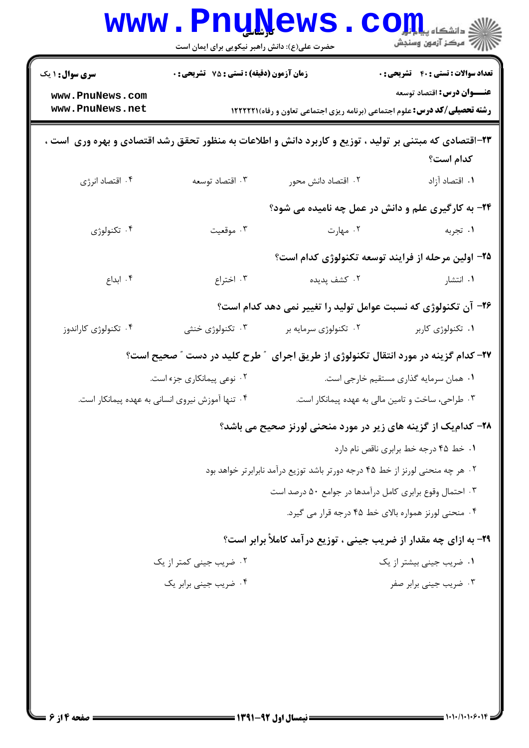**سری سوال:** ۱ یک | **زمان آزمون (دقیقه) : تستی :** ۷۵ **تشریحی :** ۰ | **تعداد سوالات : تستی :** ۴۰ **تشریحی :** ۰

**عنـــوان درس:** اقتصاد توسعه

**رشته تحصیلی/کد درس:** علوم اجتماعی (برنامه ریزی اجتماعی تعاون و رفاه)۱۲۲۲۲۲۱

**۲۳**- اقتصادی که مبتنی بر تولید ، توزیع و کاربرد دانش و اطلاعات به منظور تحقق رشد اقتصادی و بهره وری است ، کدام است؟

۱. اقتصاد آزاد
۲. اقتصاد دانش محور
۳. اقتصاد توسعه
۴. اقتصاد انرژی

**۲۴**- به کارگیری علم و دانش در عمل چه نامیده می شود؟

۱. تجربه
۲. مهارت
۳. موقعیت
۴. تکنولوژی

**۲۵**- اولین مرحله از فرایند توسعه تکنولوژی کدام است؟

۱. انتشار
۲. کشف پدیده
۳. اختراع
۴. ابداع

**۲۶**- آن تکنولوژی که نسبت عوامل تولید را تغییر نمی دهد کدام است؟

۱. تکنولوژی کاربر
۲. تکنولوژی سرمایه بر
۳. تکنولوژی خنثی
۴. تکنولوژی کاراندوز

**۲۷**- کدام گزینه در مورد انتقال تکنولوژی از طریق اجرای " طرح کلید در دست " صحیح است؟

۱. همان سرمایه گذاری مستقیم خارجی است.
۲. نوعی پیمانکاری جزء است.
۳. طراحی، ساخت و تامین مالی به عهده پیمانکار است.
۴. تنها آموزش نیروی انسانی به عهده پیمانکار است.

**۲۸**- کدام‌یک از گزینه های زیر در مورد منحنی لورنز صحیح می باشد؟

۱. خط ۴۵ درجه خط برابری ناقص نام دارد
۲. هر چه منحنی لورنز از خط ۴۵ درجه دورتر باشد توزیع درآمد نابرابرتر خواهد بود
۳. احتمال وقوع برابری کامل درآمدها در جوامع ۵۰ درصد است
۴. منحنی لورنز همواره بالای خط ۴۵ درجه قرار می گیرد.

**۲۹**- به ازای چه مقدار از ضریب جینی ، توزیع درآمد کاملاً برابر است؟

۱. ضریب جینی بیشتر از یک
۲. ضریب جینی کمتر از یک
۳. ضریب جینی برابر صفر
۴. ضریب جینی برابر یک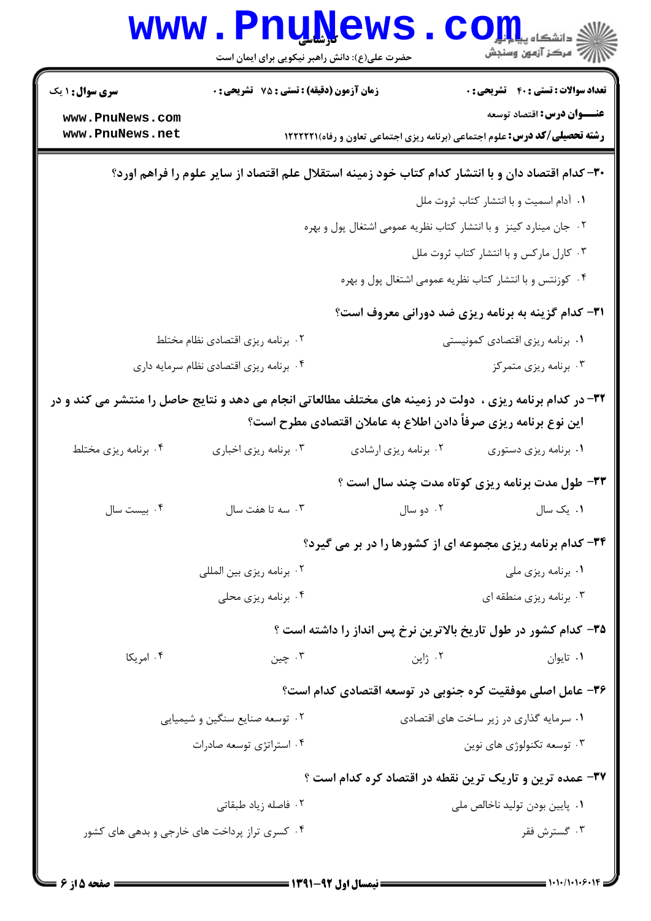۳۰- کدام اقتصاد دان و با انتشار کدام کتاب خود زمینه استقلال علم اقتصاد از سایر علوم را فراهم اورد؟

۱. آدام اسمیت و با انتشار کتاب ثروت ملل

۲. جان مینارد کینز و با انتشار کتاب نظریه عمومی اشتغال پول و بهره

۳. کارل مارکس و با انتشار کتاب ثروت ملل

۴. کوزنتس و با انتشار کتاب نظریه عمومی اشتغال پول و بهره

۳۱- کدام گزینه به برنامه ریزی ضد دورانی معروف است؟

۱. برنامه ریزی اقتصادی کمونیستی

۲. برنامه ریزی اقتصادی نظام مختلط

۳. برنامه ریزی متمرکز

۴. برنامه ریزی اقتصادی نظام سرمایه داری

۳۲- در کدام برنامه ریزی ، دولت در زمینه های مختلف مطالعاتی انجام می دهد و نتایج حاصل را منتشر می کند و در این نوع برنامه ریزی صرفاً دادن اطلاع به عاملان اقتصادی مطرح است؟

۱. برنامه ریزی دستوری

۲. برنامه ریزی ارشادی

۳. برنامه ریزی اخباری

۴. برنامه ریزی مختلط

۳۳- طول مدت برنامه ریزی کوتاه مدت چند سال است ؟

۱. یک سال

۲. دو سال

۳. سه تا هفت سال

۴. بیست سال

۳۴- کدام برنامه ریزی مجموعه ای از کشورها را در بر می گیرد؟

۱. برنامه ریزی ملی

۲. برنامه ریزی بین المللی

۳. برنامه ریزی منطقه ای

۴. برنامه ریزی محلی

۳۵- کدام کشور در طول تاریخ بالاترین نرخ پس انداز را داشته است ؟

۱. تایوان

۲. ژاپن

۳. چین

۴. امریکا

۳۶- عامل اصلی موفقیت کره جنوبی در توسعه اقتصادی کدام است؟

۱. سرمایه گذاری در زیر ساخت های اقتصادی

۲. توسعه صنایع سنگین و شیمیایی

۳. توسعه تکنولوژی های نوین

۴. استراتژی توسعه صادرات

۳۷- عمده ترین و تاریک ترین نقطه در اقتصاد کره کدام است ؟

۱. پایین بودن تولید ناخالص ملی

۲. فاصله زیاد طبقاتی

۳. گسترش فقر

۴. کسری تراز پرداخت های خارجی و بدهی های کشور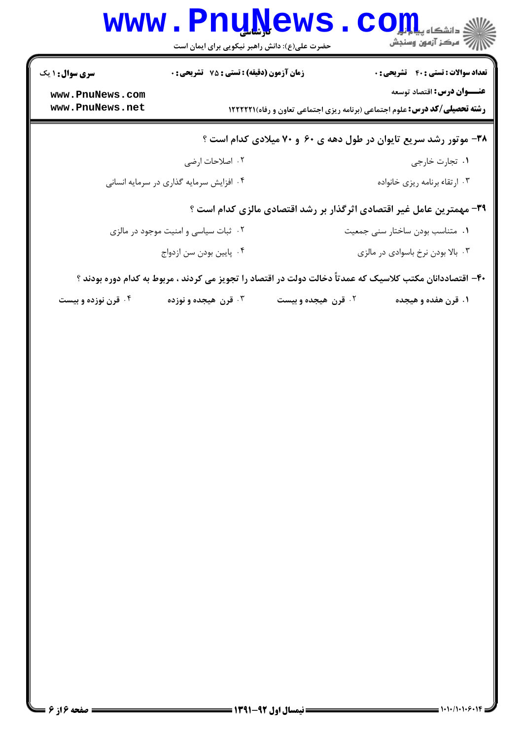۳۸- موتور رشد سریع تایوان در طول دهه ی ۶۰ و ۷۰ میلادی کدام است ؟

۱. تجارت خارجی

۲. اصلاحات ارضی

۳. ارتقاء برنامه ریزی خانواده

۴. افزایش سرمایه گذاری در سرمایه انسانی

۳۹- مهمترین عامل غیر اقتصادی اثرگذار بر رشد اقتصادی مالزی کدام است ؟

۱. متناسب بودن ساختار سنی جمعیت

۲. ثبات سیاسی و امنیت موجود در مالزی

۳. بالا بودن نرخ باسوادی در مالزی

۴. پایین بودن سن ازدواج

۴۰- اقتصاددانان مکتب کلاسیک که عمدتاً دخالت دولت در اقتصاد را تجویز می کردند ، مربوط به کدام دوره بودند ؟

۱. قرن هفده و هیجده

۲. قرن هیجده و بیست

۳. قرن هیجده و نوزده

۴. قرن نوزده و بیست